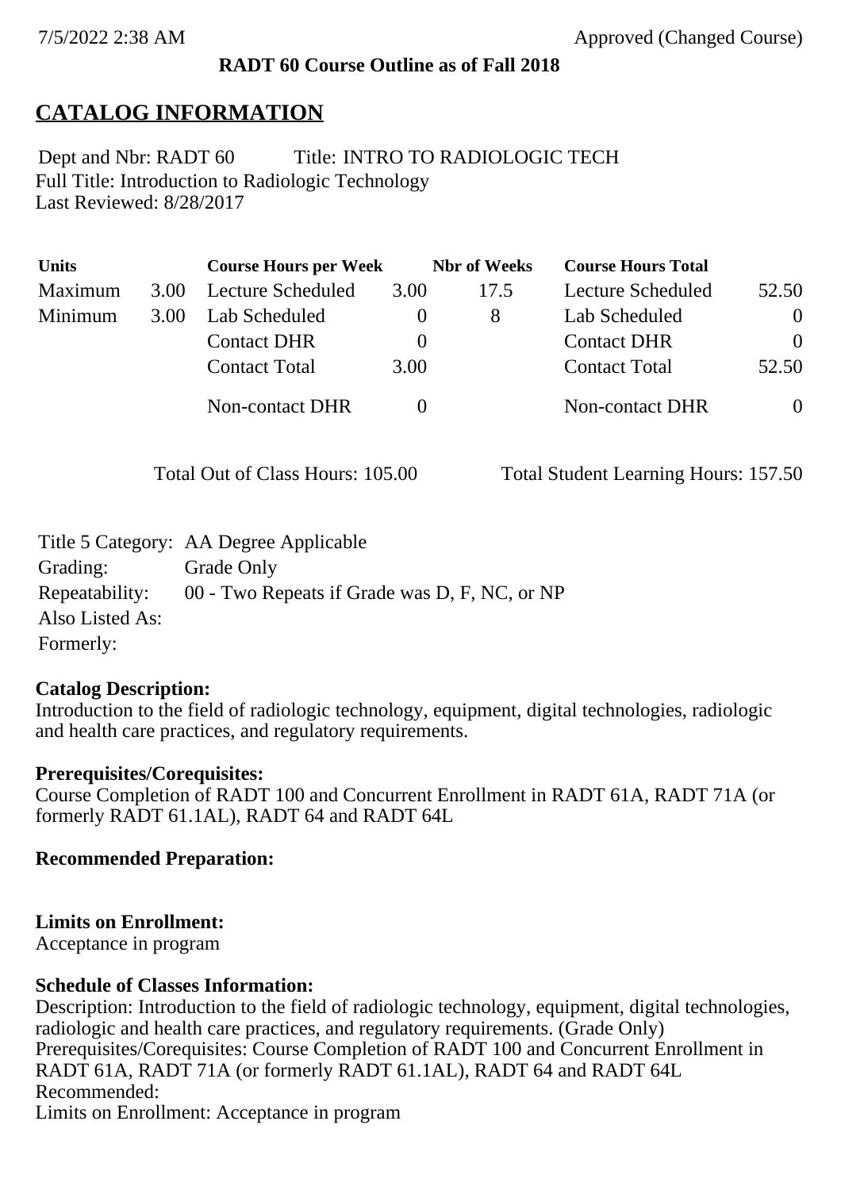7/5/2022 2:38 AM Approved (Changed Course)

**RADT 60 Course Outline as of Fall 2018**

# CATALOG INFORMATION

Dept and Nbr: RADT 60 Title: INTRO TO RADIOLOGIC TECH
Full Title: Introduction to Radiologic Technology
Last Reviewed: 8/28/2017

| Units | | Course Hours per Week | | Nbr of Weeks | Course Hours Total | |
|---|---|---|---|---|---|---|
| Maximum | 3.00 | Lecture Scheduled | 3.00 | 17.5 | Lecture Scheduled | 52.50 |
| Minimum | 3.00 | Lab Scheduled | 0 | 8 | Lab Scheduled | 0 |
| | | Contact DHR | 0 | | Contact DHR | 0 |
| | | Contact Total | 3.00 | | Contact Total | 52.50 |
| | | Non-contact DHR | 0 | | Non-contact DHR | 0 |

Total Out of Class Hours: 105.00 Total Student Learning Hours: 157.50

Title 5 Category: AA Degree Applicable
Grading: Grade Only
Repeatability: 00 - Two Repeats if Grade was D, F, NC, or NP
Also Listed As:
Formerly:

**Catalog Description:**
Introduction to the field of radiologic technology, equipment, digital technologies, radiologic and health care practices, and regulatory requirements.

**Prerequisites/Corequisites:**
Course Completion of RADT 100 and Concurrent Enrollment in RADT 61A, RADT 71A (or formerly RADT 61.1AL), RADT 64 and RADT 64L

**Recommended Preparation:**

**Limits on Enrollment:**
Acceptance in program

**Schedule of Classes Information:**
Description: Introduction to the field of radiologic technology, equipment, digital technologies, radiologic and health care practices, and regulatory requirements. (Grade Only)
Prerequisites/Corequisites: Course Completion of RADT 100 and Concurrent Enrollment in RADT 61A, RADT 71A (or formerly RADT 61.1AL), RADT 64 and RADT 64L
Recommended:
Limits on Enrollment: Acceptance in program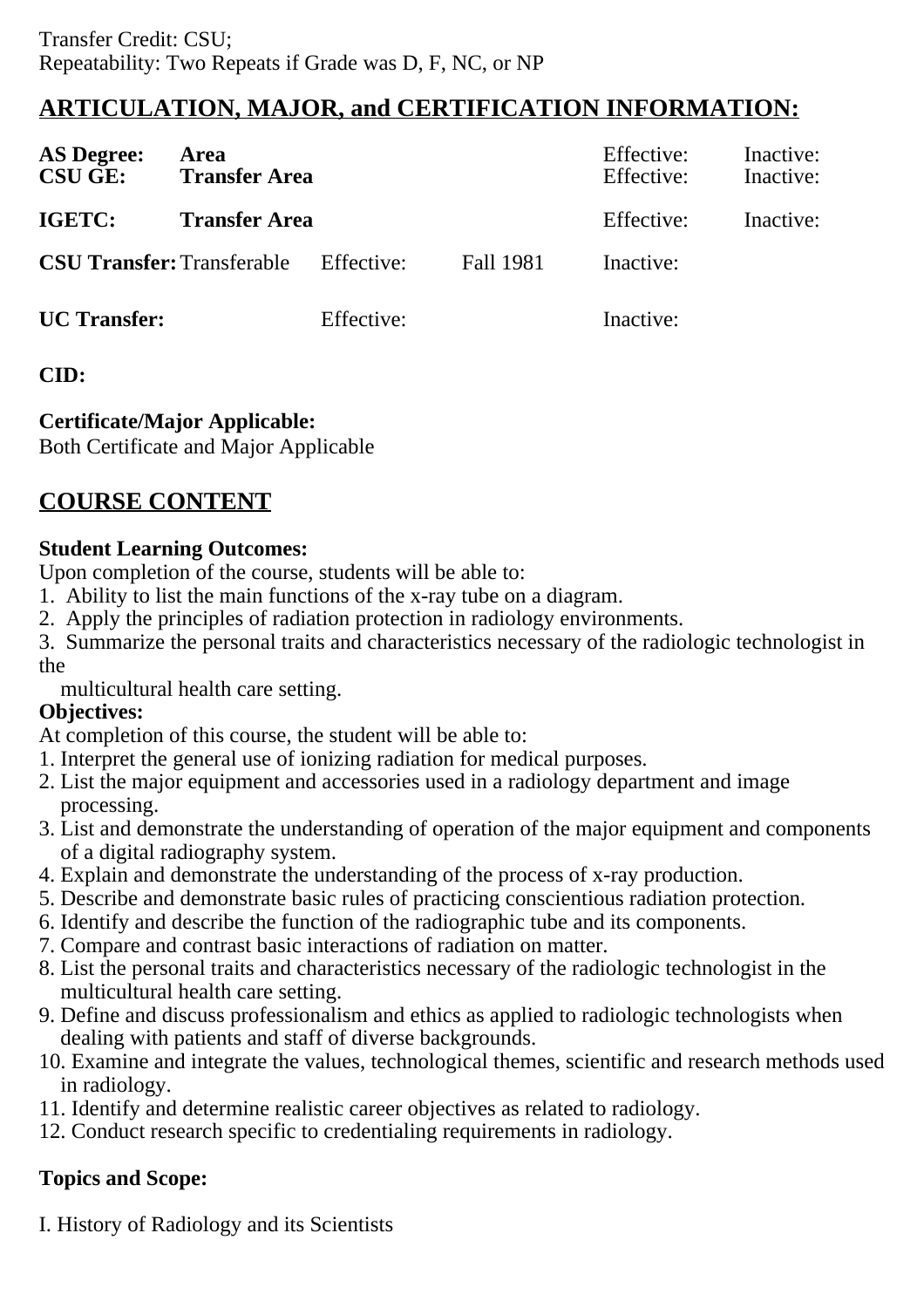Transfer Credit: CSU;
Repeatability: Two Repeats if Grade was D, F, NC, or NP

## ARTICULATION, MAJOR, and CERTIFICATION INFORMATION:

| | | | | | |
|---|---|---|---|---|---|
| **AS Degree:** | **Area** | | | Effective: | Inactive: |
| **CSU GE:** | **Transfer Area** | | | Effective: | Inactive: |
| **IGETC:** | **Transfer Area** | | | Effective: | Inactive: |
| **CSU Transfer:** | Transferable | Effective: | Fall 1981 | Inactive: | |
| **UC Transfer:** | | Effective: | | Inactive: | |

**CID:**

**Certificate/Major Applicable:**
Both Certificate and Major Applicable

## COURSE CONTENT

**Student Learning Outcomes:**
Upon completion of the course, students will be able to:
1. Ability to list the main functions of the x-ray tube on a diagram.
2. Apply the principles of radiation protection in radiology environments.
3. Summarize the personal traits and characteristics necessary of the radiologic technologist in the multicultural health care setting.

**Objectives:**
At completion of this course, the student will be able to:
1. Interpret the general use of ionizing radiation for medical purposes.
2. List the major equipment and accessories used in a radiology department and image processing.
3. List and demonstrate the understanding of operation of the major equipment and components of a digital radiography system.
4. Explain and demonstrate the understanding of the process of x-ray production.
5. Describe and demonstrate basic rules of practicing conscientious radiation protection.
6. Identify and describe the function of the radiographic tube and its components.
7. Compare and contrast basic interactions of radiation on matter.
8. List the personal traits and characteristics necessary of the radiologic technologist in the multicultural health care setting.
9. Define and discuss professionalism and ethics as applied to radiologic technologists when dealing with patients and staff of diverse backgrounds.
10. Examine and integrate the values, technological themes, scientific and research methods used in radiology.
11. Identify and determine realistic career objectives as related to radiology.
12. Conduct research specific to credentialing requirements in radiology.

**Topics and Scope:**

I. History of Radiology and its Scientists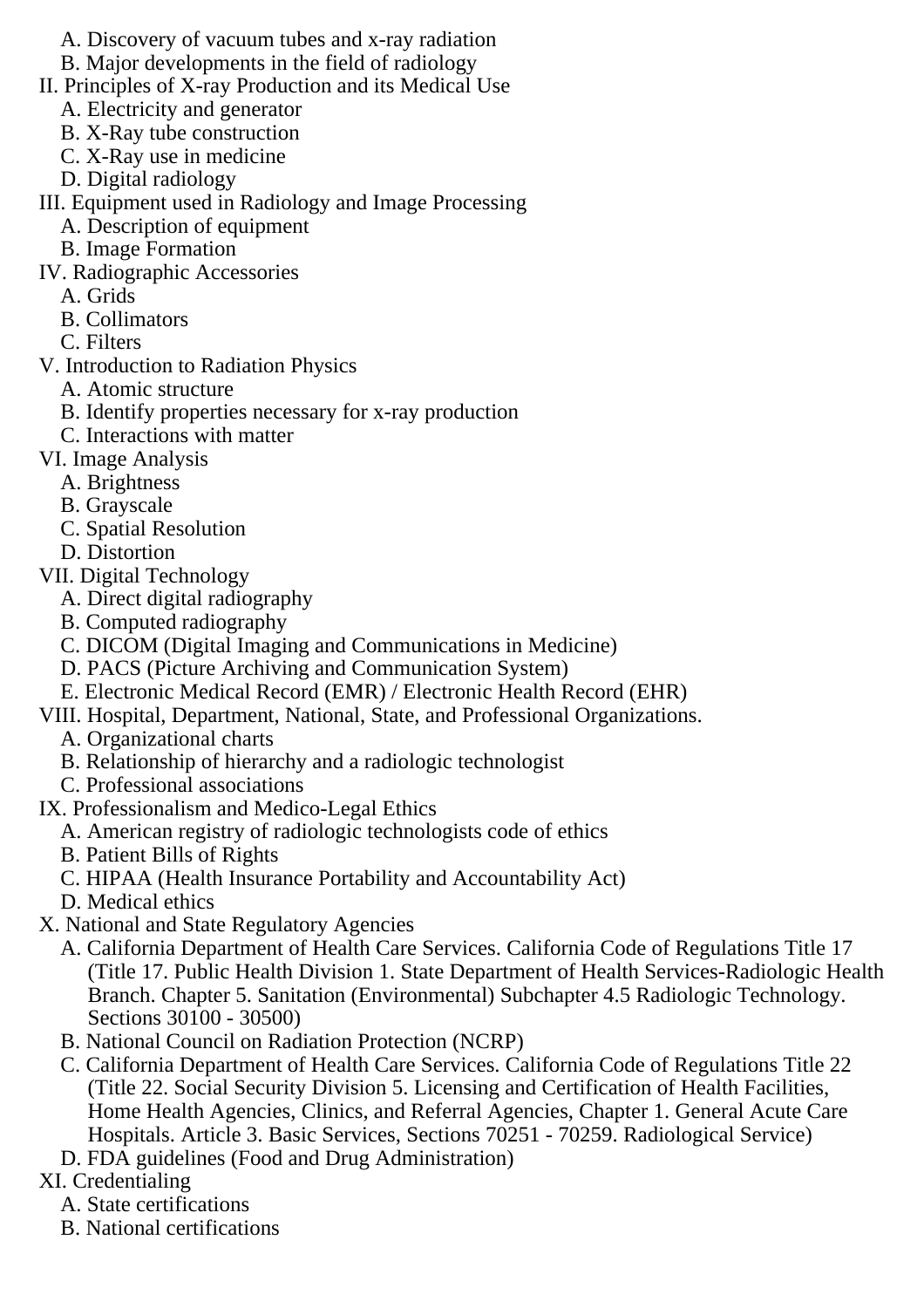A. Discovery of vacuum tubes and x-ray radiation
   B. Major developments in the field of radiology

II. Principles of X-ray Production and its Medical Use
   A. Electricity and generator
   B. X-Ray tube construction
   C. X-Ray use in medicine
   D. Digital radiology

III. Equipment used in Radiology and Image Processing
   A. Description of equipment
   B. Image Formation

IV. Radiographic Accessories
   A. Grids
   B. Collimators
   C. Filters

V. Introduction to Radiation Physics
   A. Atomic structure
   B. Identify properties necessary for x-ray production
   C. Interactions with matter

VI. Image Analysis
   A. Brightness
   B. Grayscale
   C. Spatial Resolution
   D. Distortion

VII. Digital Technology
   A. Direct digital radiography
   B. Computed radiography
   C. DICOM (Digital Imaging and Communications in Medicine)
   D. PACS (Picture Archiving and Communication System)
   E. Electronic Medical Record (EMR) / Electronic Health Record (EHR)

VIII. Hospital, Department, National, State, and Professional Organizations.
   A. Organizational charts
   B. Relationship of hierarchy and a radiologic technologist
   C. Professional associations

IX. Professionalism and Medico-Legal Ethics
   A. American registry of radiologic technologists code of ethics
   B. Patient Bills of Rights
   C. HIPAA (Health Insurance Portability and Accountability Act)
   D. Medical ethics

X. National and State Regulatory Agencies
   A. California Department of Health Care Services. California Code of Regulations Title 17 (Title 17. Public Health Division 1. State Department of Health Services-Radiologic Health Branch. Chapter 5. Sanitation (Environmental) Subchapter 4.5 Radiologic Technology. Sections 30100 - 30500)
   B. National Council on Radiation Protection (NCRP)
   C. California Department of Health Care Services. California Code of Regulations Title 22 (Title 22. Social Security Division 5. Licensing and Certification of Health Facilities, Home Health Agencies, Clinics, and Referral Agencies, Chapter 1. General Acute Care Hospitals. Article 3. Basic Services, Sections 70251 - 70259. Radiological Service)
   D. FDA guidelines (Food and Drug Administration)

XI. Credentialing
   A. State certifications
   B. National certifications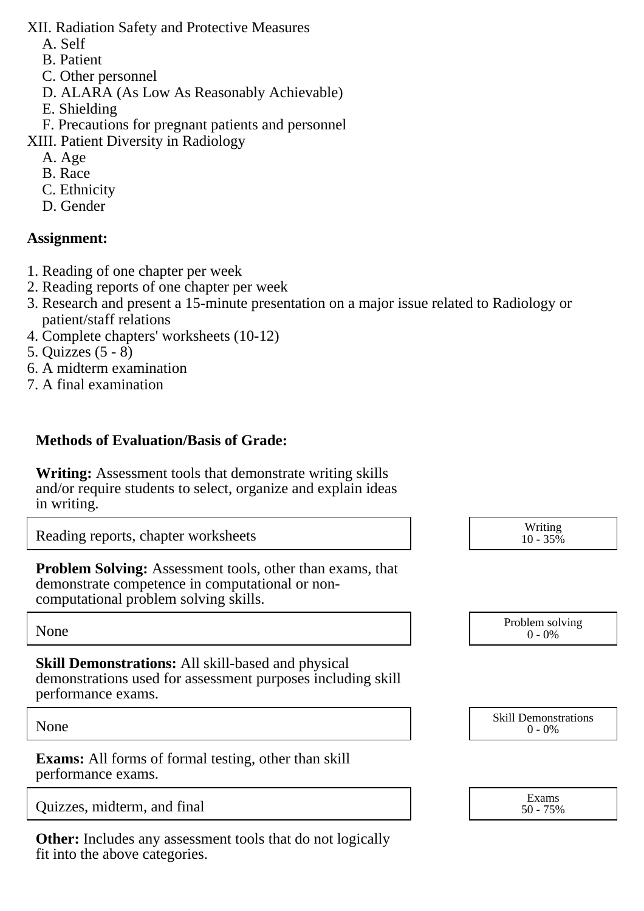XII. Radiation Safety and Protective Measures
   A. Self
   B. Patient
   C. Other personnel
   D. ALARA (As Low As Reasonably Achievable)
   E. Shielding
   F. Precautions for pregnant patients and personnel

XIII. Patient Diversity in Radiology
   A. Age
   B. Race
   C. Ethnicity
   D. Gender

**Assignment:**

1. Reading of one chapter per week
2. Reading reports of one chapter per week
3. Research and present a 15-minute presentation on a major issue related to Radiology or patient/staff relations
4. Complete chapters' worksheets (10-12)
5. Quizzes (5 - 8)
6. A midterm examination
7. A final examination

**Methods of Evaluation/Basis of Grade:**

**Writing:** Assessment tools that demonstrate writing skills and/or require students to select, organize and explain ideas in writing.

| Reading reports, chapter worksheets | Writing 10 - 35% |
|---|---|

**Problem Solving:** Assessment tools, other than exams, that demonstrate competence in computational or non-computational problem solving skills.

| None | Problem solving 0 - 0% |
|---|---|

**Skill Demonstrations:** All skill-based and physical demonstrations used for assessment purposes including skill performance exams.

| None | Skill Demonstrations 0 - 0% |
|---|---|

**Exams:** All forms of formal testing, other than skill performance exams.

| Quizzes, midterm, and final | Exams 50 - 75% |
|---|---|

**Other:** Includes any assessment tools that do not logically fit into the above categories.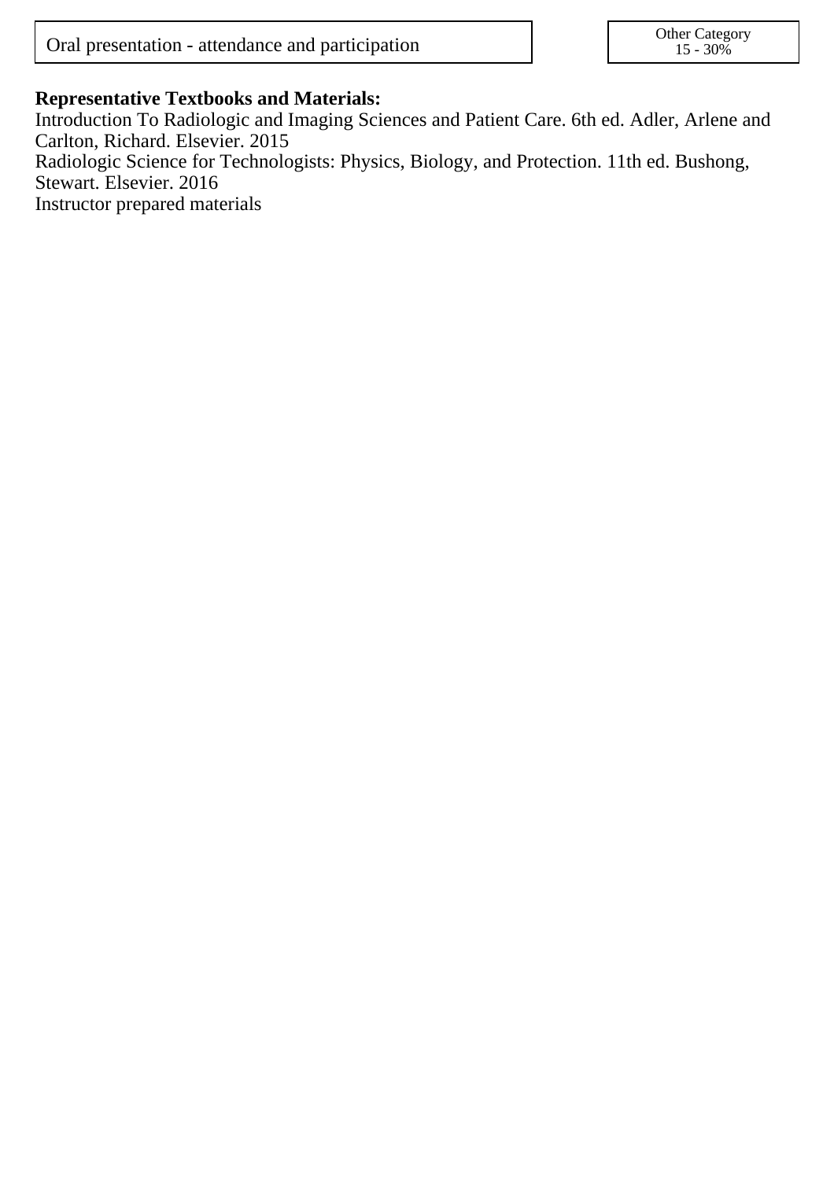| | |
|---|---|
| Oral presentation - attendance and participation | Other Category 15 - 30% |

**Representative Textbooks and Materials:**

Introduction To Radiologic and Imaging Sciences and Patient Care. 6th ed. Adler, Arlene and Carlton, Richard. Elsevier. 2015

Radiologic Science for Technologists: Physics, Biology, and Protection. 11th ed. Bushong, Stewart. Elsevier. 2016

Instructor prepared materials